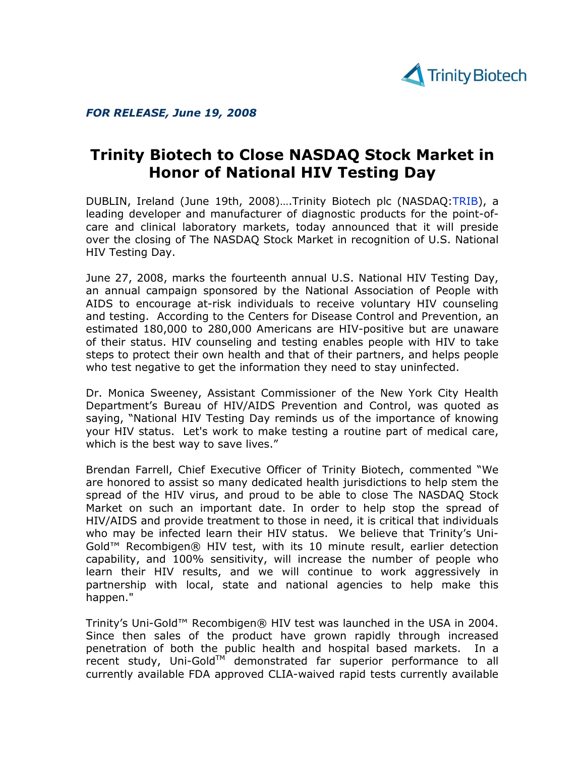Trinity Biotech

***FOR RELEASE, June 19, 2008***

# Trinity Biotech to Close NASDAQ Stock Market in Honor of National HIV Testing Day

DUBLIN, Ireland (June 19th, 2008)….Trinity Biotech plc (NASDAQ:TRIB), a leading developer and manufacturer of diagnostic products for the point-of-care and clinical laboratory markets, today announced that it will preside over the closing of The NASDAQ Stock Market in recognition of U.S. National HIV Testing Day.

June 27, 2008, marks the fourteenth annual U.S. National HIV Testing Day, an annual campaign sponsored by the National Association of People with AIDS to encourage at-risk individuals to receive voluntary HIV counseling and testing. According to the Centers for Disease Control and Prevention, an estimated 180,000 to 280,000 Americans are HIV-positive but are unaware of their status. HIV counseling and testing enables people with HIV to take steps to protect their own health and that of their partners, and helps people who test negative to get the information they need to stay uninfected.

Dr. Monica Sweeney, Assistant Commissioner of the New York City Health Department's Bureau of HIV/AIDS Prevention and Control, was quoted as saying, "National HIV Testing Day reminds us of the importance of knowing your HIV status. Let's work to make testing a routine part of medical care, which is the best way to save lives."

Brendan Farrell, Chief Executive Officer of Trinity Biotech, commented "We are honored to assist so many dedicated health jurisdictions to help stem the spread of the HIV virus, and proud to be able to close The NASDAQ Stock Market on such an important date. In order to help stop the spread of HIV/AIDS and provide treatment to those in need, it is critical that individuals who may be infected learn their HIV status. We believe that Trinity's Uni-Gold™ Recombigen® HIV test, with its 10 minute result, earlier detection capability, and 100% sensitivity, will increase the number of people who learn their HIV results, and we will continue to work aggressively in partnership with local, state and national agencies to help make this happen."

Trinity's Uni-Gold™ Recombigen® HIV test was launched in the USA in 2004. Since then sales of the product have grown rapidly through increased penetration of both the public health and hospital based markets. In a recent study, Uni-Gold™ demonstrated far superior performance to all currently available FDA approved CLIA-waived rapid tests currently available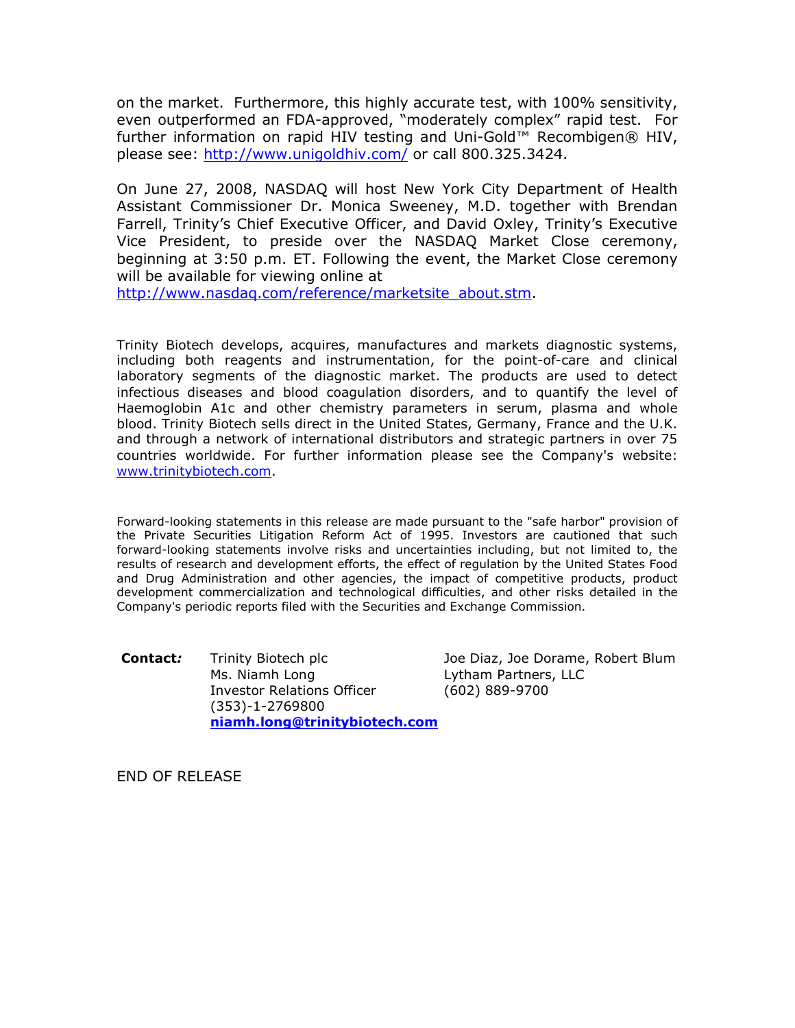on the market. Furthermore, this highly accurate test, with 100% sensitivity, even outperformed an FDA-approved, "moderately complex" rapid test. For further information on rapid HIV testing and Uni-Gold™ Recombigen® HIV, please see: http://www.unigoldhiv.com/ or call 800.325.3424.

On June 27, 2008, NASDAQ will host New York City Department of Health Assistant Commissioner Dr. Monica Sweeney, M.D. together with Brendan Farrell, Trinity's Chief Executive Officer, and David Oxley, Trinity's Executive Vice President, to preside over the NASDAQ Market Close ceremony, beginning at 3:50 p.m. ET. Following the event, the Market Close ceremony will be available for viewing online at http://www.nasdaq.com/reference/marketsite_about.stm.

Trinity Biotech develops, acquires, manufactures and markets diagnostic systems, including both reagents and instrumentation, for the point-of-care and clinical laboratory segments of the diagnostic market. The products are used to detect infectious diseases and blood coagulation disorders, and to quantify the level of Haemoglobin A1c and other chemistry parameters in serum, plasma and whole blood. Trinity Biotech sells direct in the United States, Germany, France and the U.K. and through a network of international distributors and strategic partners in over 75 countries worldwide. For further information please see the Company's website: www.trinitybiotech.com.

Forward-looking statements in this release are made pursuant to the "safe harbor" provision of the Private Securities Litigation Reform Act of 1995. Investors are cautioned that such forward-looking statements involve risks and uncertainties including, but not limited to, the results of research and development efforts, the effect of regulation by the United States Food and Drug Administration and other agencies, the impact of competitive products, product development commercialization and technological difficulties, and other risks detailed in the Company's periodic reports filed with the Securities and Exchange Commission.

| | | |
|---|---|---|
| **Contact*:*** | Trinity Biotech plc<br>Ms. Niamh Long<br>Investor Relations Officer<br>(353)-1-2769800<br>**niamh.long@trinitybiotech.com** | Joe Diaz, Joe Dorame, Robert Blum<br>Lytham Partners, LLC<br>(602) 889-9700 |

END OF RELEASE